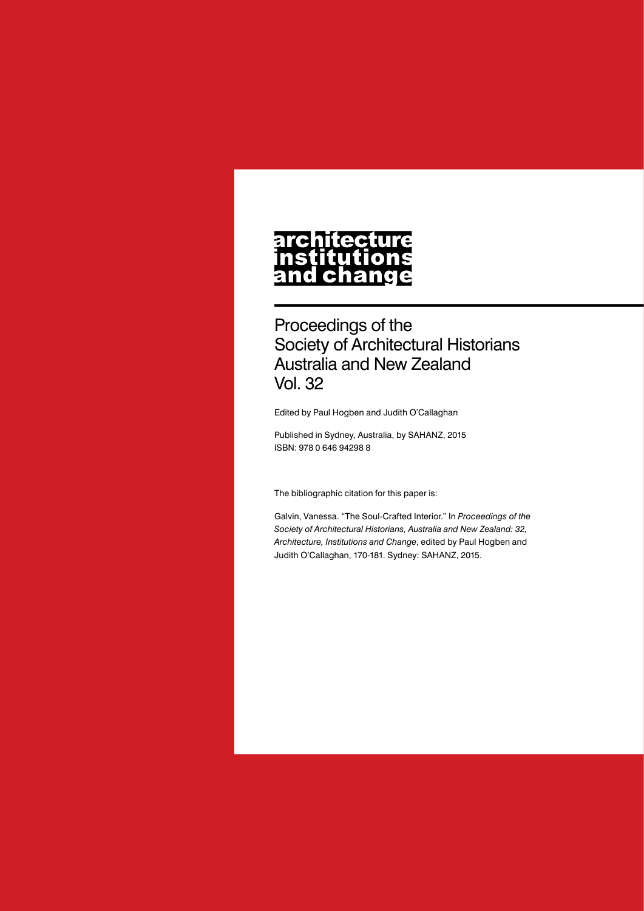# architecture institutions and change

Proceedings of the
Society of Architectural Historians
Australia and New Zealand
Vol. 32

Edited by Paul Hogben and Judith O'Callaghan

Published in Sydney, Australia, by SAHANZ, 2015
ISBN: 978 0 646 94298 8

The bibliographic citation for this paper is:

Galvin, Vanessa. "The Soul-Crafted Interior." In *Proceedings of the Society of Architectural Historians, Australia and New Zealand: 32, Architecture, Institutions and Change*, edited by Paul Hogben and Judith O'Callaghan, 170-181. Sydney: SAHANZ, 2015.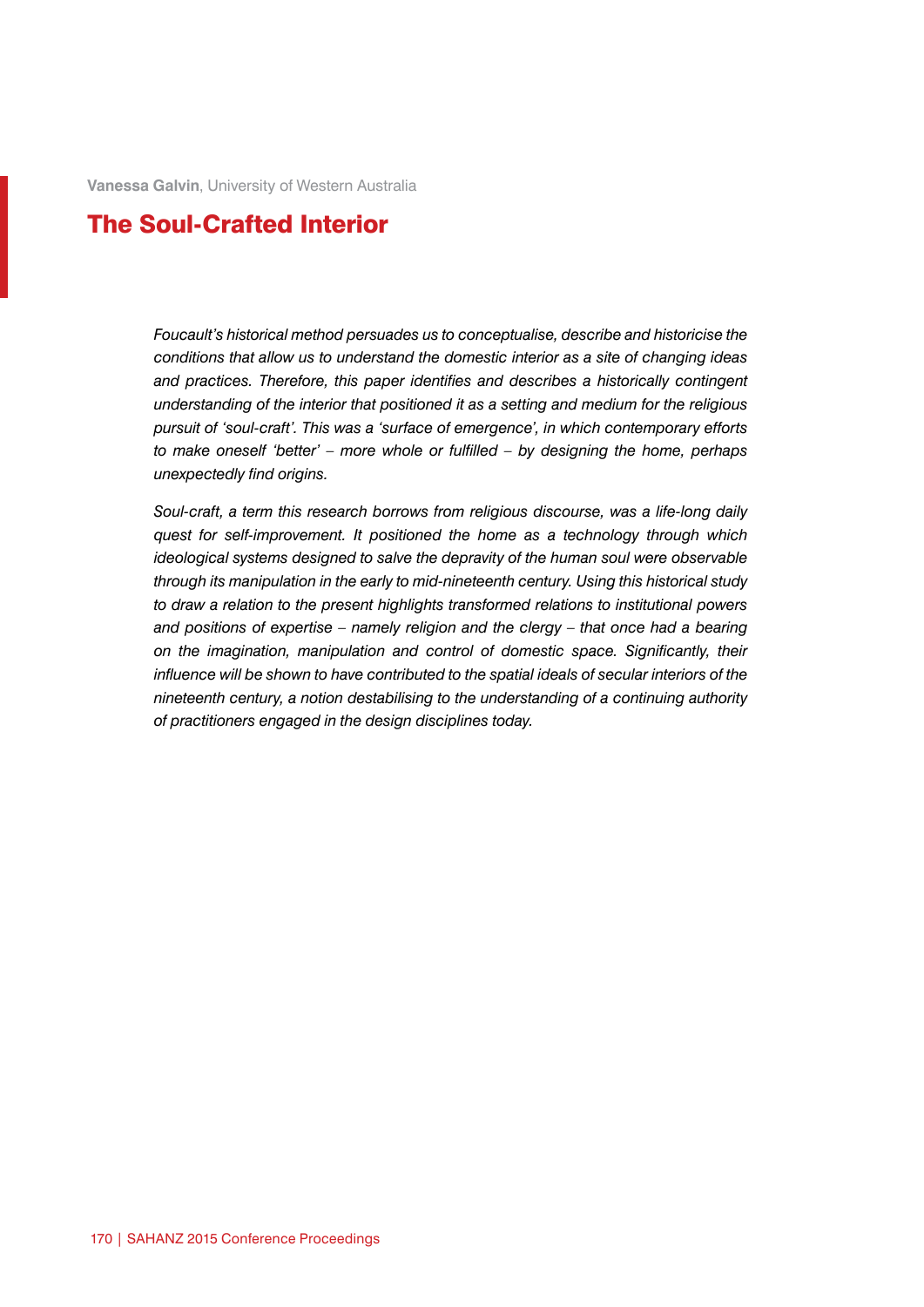**Vanessa Galvin**, University of Western Australia

# The Soul-Crafted Interior

*Foucault's historical method persuades us to conceptualise, describe and historicise the conditions that allow us to understand the domestic interior as a site of changing ideas and practices. Therefore, this paper identifies and describes a historically contingent understanding of the interior that positioned it as a setting and medium for the religious pursuit of 'soul-craft'. This was a 'surface of emergence', in which contemporary efforts to make oneself 'better' – more whole or fulfilled – by designing the home, perhaps unexpectedly find origins.*

*Soul-craft, a term this research borrows from religious discourse, was a life-long daily quest for self-improvement. It positioned the home as a technology through which ideological systems designed to salve the depravity of the human soul were observable through its manipulation in the early to mid-nineteenth century. Using this historical study to draw a relation to the present highlights transformed relations to institutional powers and positions of expertise – namely religion and the clergy – that once had a bearing on the imagination, manipulation and control of domestic space. Significantly, their influence will be shown to have contributed to the spatial ideals of secular interiors of the nineteenth century, a notion destabilising to the understanding of a continuing authority of practitioners engaged in the design disciplines today.*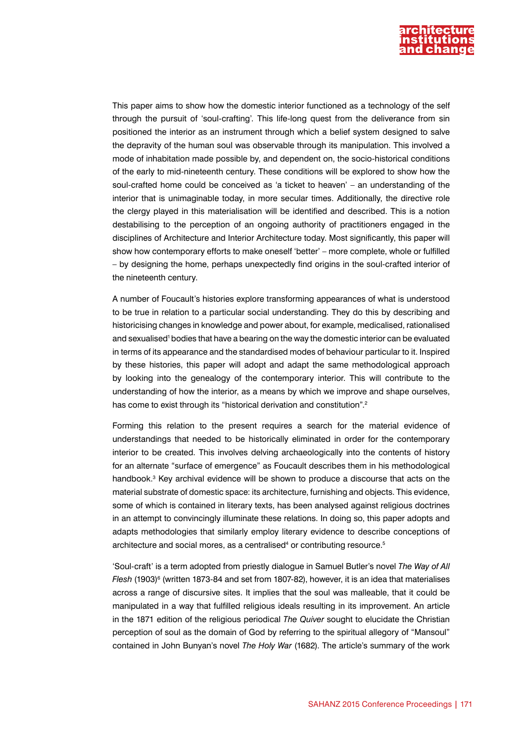This paper aims to show how the domestic interior functioned as a technology of the self through the pursuit of 'soul-crafting'. This life-long quest from the deliverance from sin positioned the interior as an instrument through which a belief system designed to salve the depravity of the human soul was observable through its manipulation. This involved a mode of inhabitation made possible by, and dependent on, the socio-historical conditions of the early to mid-nineteenth century. These conditions will be explored to show how the soul-crafted home could be conceived as 'a ticket to heaven' – an understanding of the interior that is unimaginable today, in more secular times. Additionally, the directive role the clergy played in this materialisation will be identified and described. This is a notion destabilising to the perception of an ongoing authority of practitioners engaged in the disciplines of Architecture and Interior Architecture today. Most significantly, this paper will show how contemporary efforts to make oneself 'better' – more complete, whole or fulfilled – by designing the home, perhaps unexpectedly find origins in the soul-crafted interior of the nineteenth century.

A number of Foucault's histories explore transforming appearances of what is understood to be true in relation to a particular social understanding. They do this by describing and historicising changes in knowledge and power about, for example, medicalised, rationalised and sexualised[1] bodies that have a bearing on the way the domestic interior can be evaluated in terms of its appearance and the standardised modes of behaviour particular to it. Inspired by these histories, this paper will adopt and adapt the same methodological approach by looking into the genealogy of the contemporary interior. This will contribute to the understanding of how the interior, as a means by which we improve and shape ourselves, has come to exist through its "historical derivation and constitution".[2]

Forming this relation to the present requires a search for the material evidence of understandings that needed to be historically eliminated in order for the contemporary interior to be created. This involves delving archaeologically into the contents of history for an alternate "surface of emergence" as Foucault describes them in his methodological handbook.[3] Key archival evidence will be shown to produce a discourse that acts on the material substrate of domestic space: its architecture, furnishing and objects. This evidence, some of which is contained in literary texts, has been analysed against religious doctrines in an attempt to convincingly illuminate these relations. In doing so, this paper adopts and adapts methodologies that similarly employ literary evidence to describe conceptions of architecture and social mores, as a centralised[4] or contributing resource.[5]

'Soul-craft' is a term adopted from priestly dialogue in Samuel Butler's novel *The Way of All Flesh* (1903)[6] (written 1873-84 and set from 1807-82), however, it is an idea that materialises across a range of discursive sites. It implies that the soul was malleable, that it could be manipulated in a way that fulfilled religious ideals resulting in its improvement. An article in the 1871 edition of the religious periodical *The Quiver* sought to elucidate the Christian perception of soul as the domain of God by referring to the spiritual allegory of "Mansoul" contained in John Bunyan's novel *The Holy War* (1682). The article's summary of the work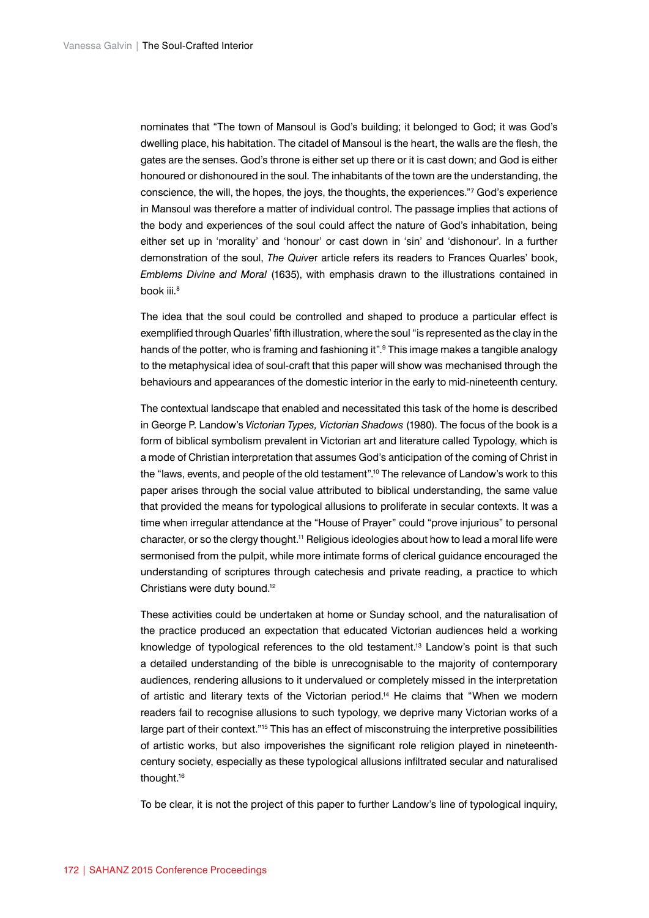nominates that "The town of Mansoul is God's building; it belonged to God; it was God's dwelling place, his habitation. The citadel of Mansoul is the heart, the walls are the flesh, the gates are the senses. God's throne is either set up there or it is cast down; and God is either honoured or dishonoured in the soul. The inhabitants of the town are the understanding, the conscience, the will, the hopes, the joys, the thoughts, the experiences."[7] God's experience in Mansoul was therefore a matter of individual control. The passage implies that actions of the body and experiences of the soul could affect the nature of God's inhabitation, being either set up in 'morality' and 'honour' or cast down in 'sin' and 'dishonour'. In a further demonstration of the soul, *The Quiver* article refers its readers to Frances Quarles' book, *Emblems Divine and Moral* (1635), with emphasis drawn to the illustrations contained in book iii.[8]

The idea that the soul could be controlled and shaped to produce a particular effect is exemplified through Quarles' fifth illustration, where the soul "is represented as the clay in the hands of the potter, who is framing and fashioning it".[9] This image makes a tangible analogy to the metaphysical idea of soul-craft that this paper will show was mechanised through the behaviours and appearances of the domestic interior in the early to mid-nineteenth century.

The contextual landscape that enabled and necessitated this task of the home is described in George P. Landow's *Victorian Types, Victorian Shadows* (1980). The focus of the book is a form of biblical symbolism prevalent in Victorian art and literature called Typology, which is a mode of Christian interpretation that assumes God's anticipation of the coming of Christ in the "laws, events, and people of the old testament".[10] The relevance of Landow's work to this paper arises through the social value attributed to biblical understanding, the same value that provided the means for typological allusions to proliferate in secular contexts. It was a time when irregular attendance at the "House of Prayer" could "prove injurious" to personal character, or so the clergy thought.[11] Religious ideologies about how to lead a moral life were sermonised from the pulpit, while more intimate forms of clerical guidance encouraged the understanding of scriptures through catechesis and private reading, a practice to which Christians were duty bound.[12]

These activities could be undertaken at home or Sunday school, and the naturalisation of the practice produced an expectation that educated Victorian audiences held a working knowledge of typological references to the old testament.[13] Landow's point is that such a detailed understanding of the bible is unrecognisable to the majority of contemporary audiences, rendering allusions to it undervalued or completely missed in the interpretation of artistic and literary texts of the Victorian period.[14] He claims that "When we modern readers fail to recognise allusions to such typology, we deprive many Victorian works of a large part of their context."[15] This has an effect of misconstruing the interpretive possibilities of artistic works, but also impoverishes the significant role religion played in nineteenth-century society, especially as these typological allusions infiltrated secular and naturalised thought.[16]

To be clear, it is not the project of this paper to further Landow's line of typological inquiry,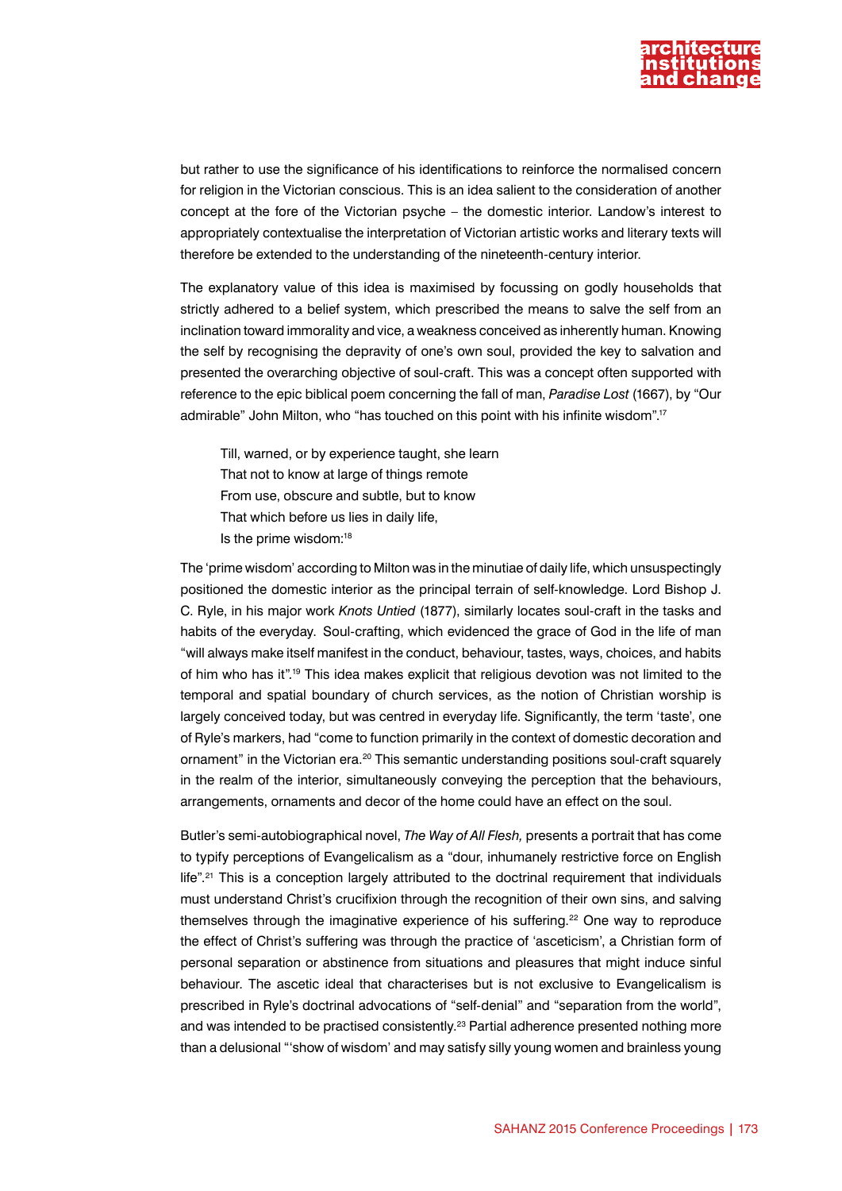but rather to use the significance of his identifications to reinforce the normalised concern for religion in the Victorian conscious. This is an idea salient to the consideration of another concept at the fore of the Victorian psyche – the domestic interior. Landow's interest to appropriately contextualise the interpretation of Victorian artistic works and literary texts will therefore be extended to the understanding of the nineteenth-century interior.

The explanatory value of this idea is maximised by focussing on godly households that strictly adhered to a belief system, which prescribed the means to salve the self from an inclination toward immorality and vice, a weakness conceived as inherently human. Knowing the self by recognising the depravity of one's own soul, provided the key to salvation and presented the overarching objective of soul-craft. This was a concept often supported with reference to the epic biblical poem concerning the fall of man, *Paradise Lost* (1667), by "Our admirable" John Milton, who "has touched on this point with his infinite wisdom".[17]

> Till, warned, or by experience taught, she learn
> That not to know at large of things remote
> From use, obscure and subtle, but to know
> That which before us lies in daily life,
> Is the prime wisdom:[18]

The 'prime wisdom' according to Milton was in the minutiae of daily life, which unsuspectingly positioned the domestic interior as the principal terrain of self-knowledge. Lord Bishop J. C. Ryle, in his major work *Knots Untied* (1877), similarly locates soul-craft in the tasks and habits of the everyday. Soul-crafting, which evidenced the grace of God in the life of man "will always make itself manifest in the conduct, behaviour, tastes, ways, choices, and habits of him who has it".[19] This idea makes explicit that religious devotion was not limited to the temporal and spatial boundary of church services, as the notion of Christian worship is largely conceived today, but was centred in everyday life. Significantly, the term 'taste', one of Ryle's markers, had "come to function primarily in the context of domestic decoration and ornament" in the Victorian era.[20] This semantic understanding positions soul-craft squarely in the realm of the interior, simultaneously conveying the perception that the behaviours, arrangements, ornaments and decor of the home could have an effect on the soul.

Butler's semi-autobiographical novel, *The Way of All Flesh,* presents a portrait that has come to typify perceptions of Evangelicalism as a "dour, inhumanely restrictive force on English life".[21] This is a conception largely attributed to the doctrinal requirement that individuals must understand Christ's crucifixion through the recognition of their own sins, and salving themselves through the imaginative experience of his suffering.[22] One way to reproduce the effect of Christ's suffering was through the practice of 'asceticism', a Christian form of personal separation or abstinence from situations and pleasures that might induce sinful behaviour. The ascetic ideal that characterises but is not exclusive to Evangelicalism is prescribed in Ryle's doctrinal advocations of "self-denial" and "separation from the world", and was intended to be practised consistently.[23] Partial adherence presented nothing more than a delusional "'show of wisdom' and may satisfy silly young women and brainless young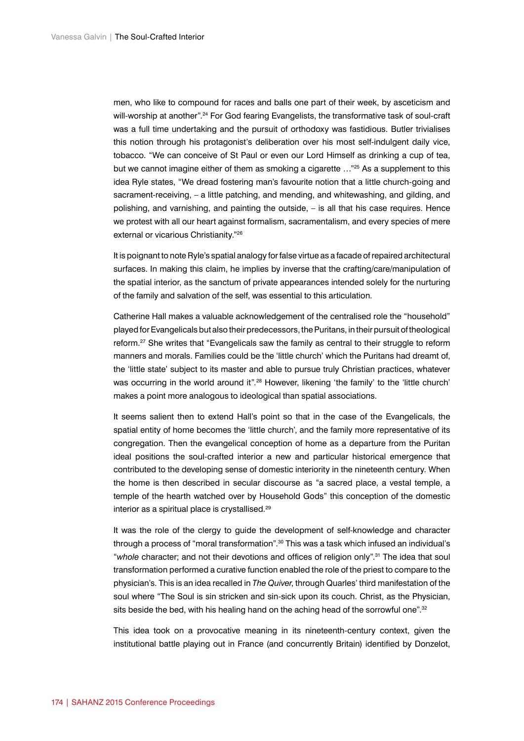men, who like to compound for races and balls one part of their week, by asceticism and will-worship at another".[24] For God fearing Evangelists, the transformative task of soul-craft was a full time undertaking and the pursuit of orthodoxy was fastidious. Butler trivialises this notion through his protagonist's deliberation over his most self-indulgent daily vice, tobacco. "We can conceive of St Paul or even our Lord Himself as drinking a cup of tea, but we cannot imagine either of them as smoking a cigarette …"[25] As a supplement to this idea Ryle states, "We dread fostering man's favourite notion that a little church-going and sacrament-receiving, – a little patching, and mending, and whitewashing, and gilding, and polishing, and varnishing, and painting the outside, – is all that his case requires. Hence we protest with all our heart against formalism, sacramentalism, and every species of mere external or vicarious Christianity."[26]

It is poignant to note Ryle's spatial analogy for false virtue as a facade of repaired architectural surfaces. In making this claim, he implies by inverse that the crafting/care/manipulation of the spatial interior, as the sanctum of private appearances intended solely for the nurturing of the family and salvation of the self, was essential to this articulation.

Catherine Hall makes a valuable acknowledgement of the centralised role the "household" played for Evangelicals but also their predecessors, the Puritans, in their pursuit of theological reform.[27] She writes that "Evangelicals saw the family as central to their struggle to reform manners and morals. Families could be the 'little church' which the Puritans had dreamt of, the 'little state' subject to its master and able to pursue truly Christian practices, whatever was occurring in the world around it".[28] However, likening 'the family' to the 'little church' makes a point more analogous to ideological than spatial associations.

It seems salient then to extend Hall's point so that in the case of the Evangelicals, the spatial entity of home becomes the 'little church', and the family more representative of its congregation. Then the evangelical conception of home as a departure from the Puritan ideal positions the soul-crafted interior a new and particular historical emergence that contributed to the developing sense of domestic interiority in the nineteenth century. When the home is then described in secular discourse as "a sacred place, a vestal temple, a temple of the hearth watched over by Household Gods" this conception of the domestic interior as a spiritual place is crystallised.[29]

It was the role of the clergy to guide the development of self-knowledge and character through a process of "moral transformation".[30] This was a task which infused an individual's "*whole* character; and not their devotions and offices of religion only".[31] The idea that soul transformation performed a curative function enabled the role of the priest to compare to the physician's. This is an idea recalled in *The Quiver*, through Quarles' third manifestation of the soul where "The Soul is sin stricken and sin-sick upon its couch. Christ, as the Physician, sits beside the bed, with his healing hand on the aching head of the sorrowful one".[32]

This idea took on a provocative meaning in its nineteenth-century context, given the institutional battle playing out in France (and concurrently Britain) identified by Donzelot,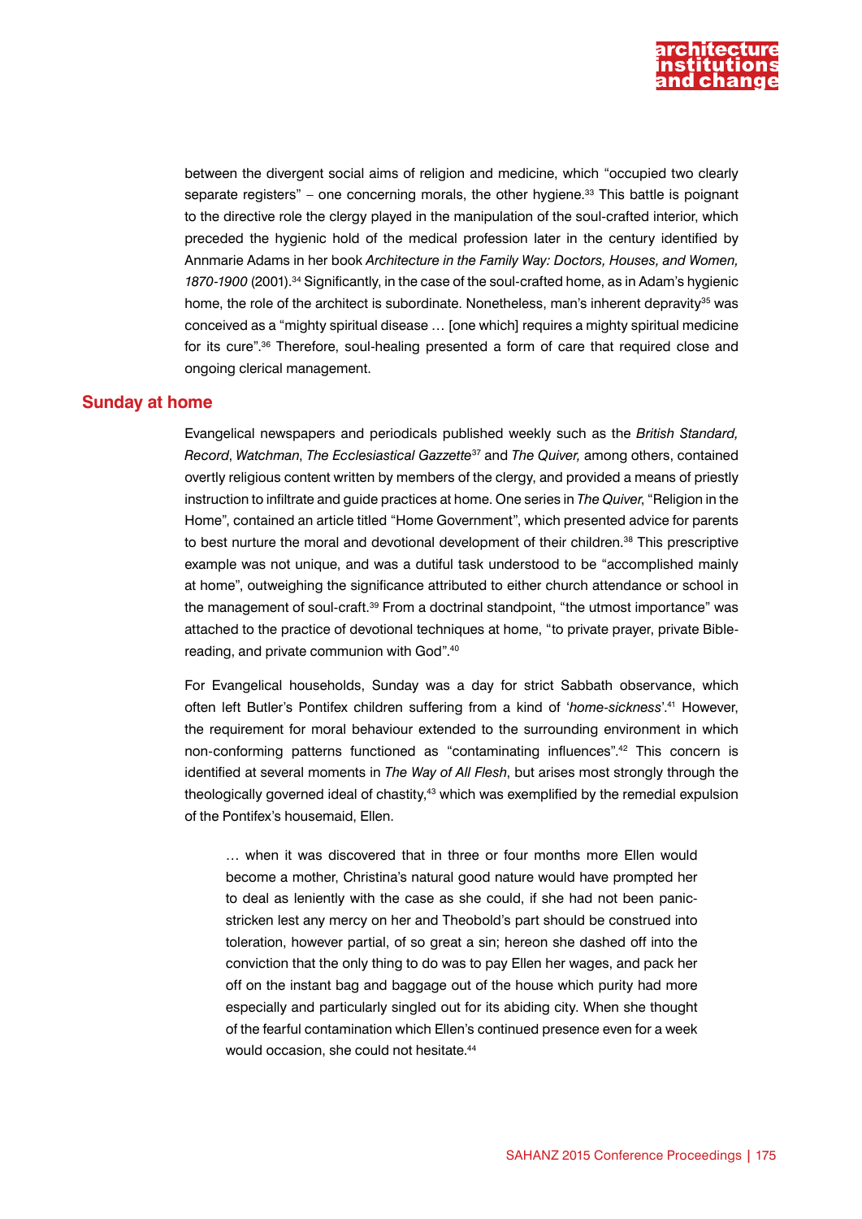between the divergent social aims of religion and medicine, which "occupied two clearly separate registers" – one concerning morals, the other hygiene.[33] This battle is poignant to the directive role the clergy played in the manipulation of the soul-crafted interior, which preceded the hygienic hold of the medical profession later in the century identified by Annmarie Adams in her book *Architecture in the Family Way: Doctors, Houses, and Women, 1870-1900* (2001).[34] Significantly, in the case of the soul-crafted home, as in Adam's hygienic home, the role of the architect is subordinate. Nonetheless, man's inherent depravity[35] was conceived as a "mighty spiritual disease … [one which] requires a mighty spiritual medicine for its cure".[36] Therefore, soul-healing presented a form of care that required close and ongoing clerical management.

## Sunday at home

Evangelical newspapers and periodicals published weekly such as the *British Standard, Record*, *Watchman*, *The Ecclesiastical Gazzette*[37] and *The Quiver,* among others, contained overtly religious content written by members of the clergy, and provided a means of priestly instruction to infiltrate and guide practices at home. One series in *The Quiver*, "Religion in the Home", contained an article titled "Home Government", which presented advice for parents to best nurture the moral and devotional development of their children.[38] This prescriptive example was not unique, and was a dutiful task understood to be "accomplished mainly at home", outweighing the significance attributed to either church attendance or school in the management of soul-craft.[39] From a doctrinal standpoint, "the utmost importance" was attached to the practice of devotional techniques at home, "to private prayer, private Bible-reading, and private communion with God".[40]

For Evangelical households, Sunday was a day for strict Sabbath observance, which often left Butler's Pontifex children suffering from a kind of '*home-sickness*'.[41] However, the requirement for moral behaviour extended to the surrounding environment in which non-conforming patterns functioned as "contaminating influences".[42] This concern is identified at several moments in *The Way of All Flesh*, but arises most strongly through the theologically governed ideal of chastity,[43] which was exemplified by the remedial expulsion of the Pontifex's housemaid, Ellen.

> … when it was discovered that in three or four months more Ellen would become a mother, Christina's natural good nature would have prompted her to deal as leniently with the case as she could, if she had not been panic-stricken lest any mercy on her and Theobold's part should be construed into toleration, however partial, of so great a sin; hereon she dashed off into the conviction that the only thing to do was to pay Ellen her wages, and pack her off on the instant bag and baggage out of the house which purity had more especially and particularly singled out for its abiding city. When she thought of the fearful contamination which Ellen's continued presence even for a week would occasion, she could not hesitate.[44]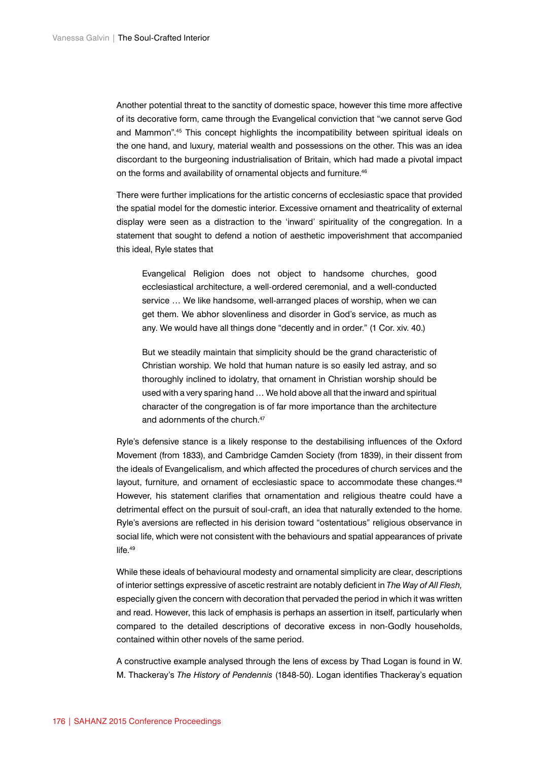Another potential threat to the sanctity of domestic space, however this time more affective of its decorative form, came through the Evangelical conviction that "we cannot serve God and Mammon".[45] This concept highlights the incompatibility between spiritual ideals on the one hand, and luxury, material wealth and possessions on the other. This was an idea discordant to the burgeoning industrialisation of Britain, which had made a pivotal impact on the forms and availability of ornamental objects and furniture.[46]

There were further implications for the artistic concerns of ecclesiastic space that provided the spatial model for the domestic interior. Excessive ornament and theatricality of external display were seen as a distraction to the 'inward' spirituality of the congregation. In a statement that sought to defend a notion of aesthetic impoverishment that accompanied this ideal, Ryle states that

> Evangelical Religion does not object to handsome churches, good ecclesiastical architecture, a well-ordered ceremonial, and a well-conducted service … We like handsome, well-arranged places of worship, when we can get them. We abhor slovenliness and disorder in God's service, as much as any. We would have all things done "decently and in order." (1 Cor. xiv. 40.)
>
> But we steadily maintain that simplicity should be the grand characteristic of Christian worship. We hold that human nature is so easily led astray, and so thoroughly inclined to idolatry, that ornament in Christian worship should be used with a very sparing hand … We hold above all that the inward and spiritual character of the congregation is of far more importance than the architecture and adornments of the church.[47]

Ryle's defensive stance is a likely response to the destabilising influences of the Oxford Movement (from 1833), and Cambridge Camden Society (from 1839), in their dissent from the ideals of Evangelicalism, and which affected the procedures of church services and the layout, furniture, and ornament of ecclesiastic space to accommodate these changes.[48] However, his statement clarifies that ornamentation and religious theatre could have a detrimental effect on the pursuit of soul-craft, an idea that naturally extended to the home. Ryle's aversions are reflected in his derision toward "ostentatious" religious observance in social life, which were not consistent with the behaviours and spatial appearances of private life.[49]

While these ideals of behavioural modesty and ornamental simplicity are clear, descriptions of interior settings expressive of ascetic restraint are notably deficient in *The Way of All Flesh,* especially given the concern with decoration that pervaded the period in which it was written and read. However, this lack of emphasis is perhaps an assertion in itself, particularly when compared to the detailed descriptions of decorative excess in non-Godly households, contained within other novels of the same period.

A constructive example analysed through the lens of excess by Thad Logan is found in W. M. Thackeray's *The History of Pendennis* (1848-50). Logan identifies Thackeray's equation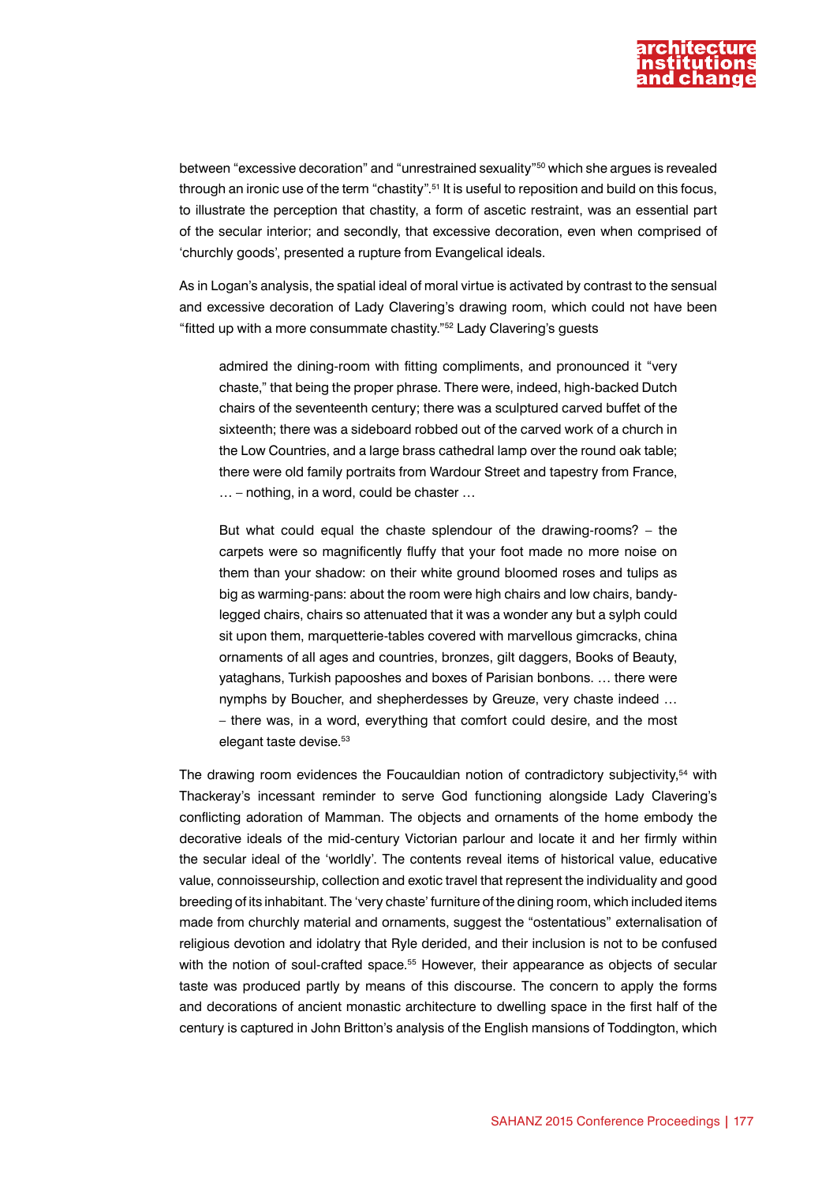between "excessive decoration" and "unrestrained sexuality"[50] which she argues is revealed through an ironic use of the term "chastity".[51] It is useful to reposition and build on this focus, to illustrate the perception that chastity, a form of ascetic restraint, was an essential part of the secular interior; and secondly, that excessive decoration, even when comprised of 'churchly goods', presented a rupture from Evangelical ideals.

As in Logan's analysis, the spatial ideal of moral virtue is activated by contrast to the sensual and excessive decoration of Lady Clavering's drawing room, which could not have been "fitted up with a more consummate chastity."[52] Lady Clavering's guests

> admired the dining-room with fitting compliments, and pronounced it "very chaste," that being the proper phrase. There were, indeed, high-backed Dutch chairs of the seventeenth century; there was a sculptured carved buffet of the sixteenth; there was a sideboard robbed out of the carved work of a church in the Low Countries, and a large brass cathedral lamp over the round oak table; there were old family portraits from Wardour Street and tapestry from France, … – nothing, in a word, could be chaster …
>
> But what could equal the chaste splendour of the drawing-rooms? – the carpets were so magnificently fluffy that your foot made no more noise on them than your shadow: on their white ground bloomed roses and tulips as big as warming-pans: about the room were high chairs and low chairs, bandy-legged chairs, chairs so attenuated that it was a wonder any but a sylph could sit upon them, marquetterie-tables covered with marvellous gimcracks, china ornaments of all ages and countries, bronzes, gilt daggers, Books of Beauty, yataghans, Turkish papooshes and boxes of Parisian bonbons. … there were nymphs by Boucher, and shepherdesses by Greuze, very chaste indeed … – there was, in a word, everything that comfort could desire, and the most elegant taste devise.[53]

The drawing room evidences the Foucauldian notion of contradictory subjectivity,[54] with Thackeray's incessant reminder to serve God functioning alongside Lady Clavering's conflicting adoration of Mamman. The objects and ornaments of the home embody the decorative ideals of the mid-century Victorian parlour and locate it and her firmly within the secular ideal of the 'worldly'. The contents reveal items of historical value, educative value, connoisseurship, collection and exotic travel that represent the individuality and good breeding of its inhabitant. The 'very chaste' furniture of the dining room, which included items made from churchly material and ornaments, suggest the "ostentatious" externalisation of religious devotion and idolatry that Ryle derided, and their inclusion is not to be confused with the notion of soul-crafted space.[55] However, their appearance as objects of secular taste was produced partly by means of this discourse. The concern to apply the forms and decorations of ancient monastic architecture to dwelling space in the first half of the century is captured in John Britton's analysis of the English mansions of Toddington, which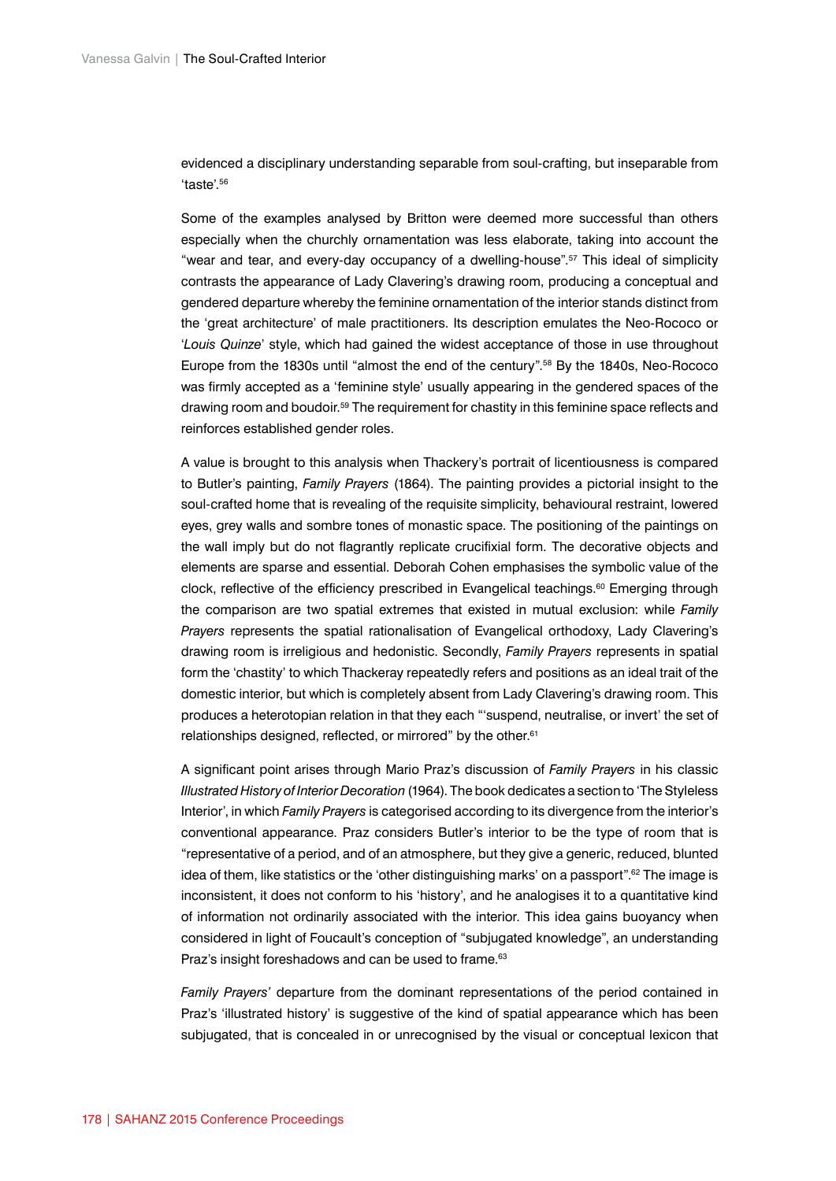evidenced a disciplinary understanding separable from soul-crafting, but inseparable from 'taste'.[56]

Some of the examples analysed by Britton were deemed more successful than others especially when the churchly ornamentation was less elaborate, taking into account the "wear and tear, and every-day occupancy of a dwelling-house".[57] This ideal of simplicity contrasts the appearance of Lady Clavering's drawing room, producing a conceptual and gendered departure whereby the feminine ornamentation of the interior stands distinct from the 'great architecture' of male practitioners. Its description emulates the Neo-Rococo or '*Louis Quinze*' style, which had gained the widest acceptance of those in use throughout Europe from the 1830s until "almost the end of the century".[58] By the 1840s, Neo-Rococo was firmly accepted as a 'feminine style' usually appearing in the gendered spaces of the drawing room and boudoir.[59] The requirement for chastity in this feminine space reflects and reinforces established gender roles.

A value is brought to this analysis when Thackery's portrait of licentiousness is compared to Butler's painting, *Family Prayers* (1864). The painting provides a pictorial insight to the soul-crafted home that is revealing of the requisite simplicity, behavioural restraint, lowered eyes, grey walls and sombre tones of monastic space. The positioning of the paintings on the wall imply but do not flagrantly replicate crucifixial form. The decorative objects and elements are sparse and essential. Deborah Cohen emphasises the symbolic value of the clock, reflective of the efficiency prescribed in Evangelical teachings.[60] Emerging through the comparison are two spatial extremes that existed in mutual exclusion: while *Family Prayers* represents the spatial rationalisation of Evangelical orthodoxy, Lady Clavering's drawing room is irreligious and hedonistic. Secondly, *Family Prayers* represents in spatial form the 'chastity' to which Thackeray repeatedly refers and positions as an ideal trait of the domestic interior, but which is completely absent from Lady Clavering's drawing room. This produces a heterotopian relation in that they each "'suspend, neutralise, or invert' the set of relationships designed, reflected, or mirrored" by the other.[61]

A significant point arises through Mario Praz's discussion of *Family Prayers* in his classic *Illustrated History of Interior Decoration* (1964). The book dedicates a section to 'The Styleless Interior', in which *Family Prayers* is categorised according to its divergence from the interior's conventional appearance. Praz considers Butler's interior to be the type of room that is "representative of a period, and of an atmosphere, but they give a generic, reduced, blunted idea of them, like statistics or the 'other distinguishing marks' on a passport".[62] The image is inconsistent, it does not conform to his 'history', and he analogises it to a quantitative kind of information not ordinarily associated with the interior. This idea gains buoyancy when considered in light of Foucault's conception of "subjugated knowledge", an understanding Praz's insight foreshadows and can be used to frame.[63]

*Family Prayers'* departure from the dominant representations of the period contained in Praz's 'illustrated history' is suggestive of the kind of spatial appearance which has been subjugated, that is concealed in or unrecognised by the visual or conceptual lexicon that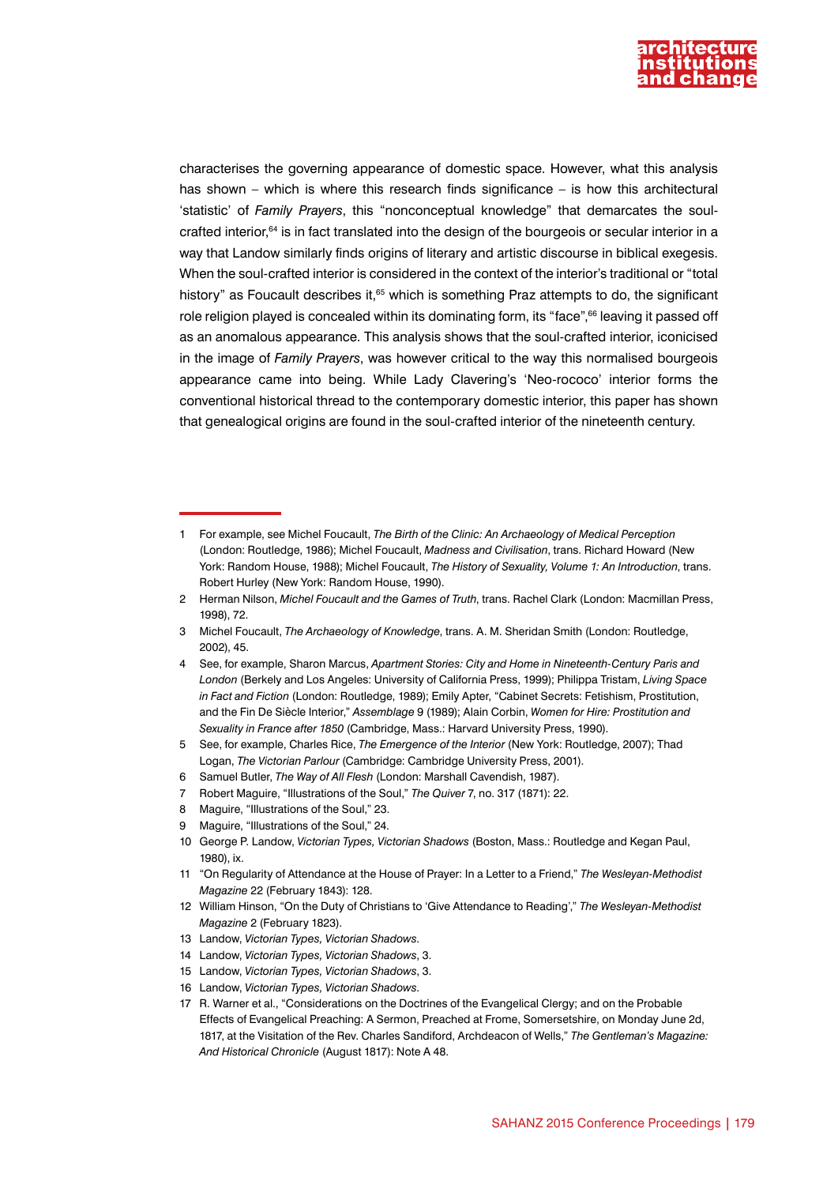characterises the governing appearance of domestic space. However, what this analysis has shown – which is where this research finds significance – is how this architectural 'statistic' of *Family Prayers*, this "nonconceptual knowledge" that demarcates the soul-crafted interior,[64] is in fact translated into the design of the bourgeois or secular interior in a way that Landow similarly finds origins of literary and artistic discourse in biblical exegesis. When the soul-crafted interior is considered in the context of the interior's traditional or "total history" as Foucault describes it,[65] which is something Praz attempts to do, the significant role religion played is concealed within its dominating form, its "face",[66] leaving it passed off as an anomalous appearance. This analysis shows that the soul-crafted interior, iconicised in the image of *Family Prayers*, was however critical to the way this normalised bourgeois appearance came into being. While Lady Clavering's 'Neo-rococo' interior forms the conventional historical thread to the contemporary domestic interior, this paper has shown that genealogical origins are found in the soul-crafted interior of the nineteenth century.

---

1 For example, see Michel Foucault, *The Birth of the Clinic: An Archaeology of Medical Perception* (London: Routledge, 1986); Michel Foucault, *Madness and Civilisation*, trans. Richard Howard (New York: Random House, 1988); Michel Foucault, *The History of Sexuality, Volume 1: An Introduction*, trans. Robert Hurley (New York: Random House, 1990).

2 Herman Nilson, *Michel Foucault and the Games of Truth*, trans. Rachel Clark (London: Macmillan Press, 1998), 72.

3 Michel Foucault, *The Archaeology of Knowledge*, trans. A. M. Sheridan Smith (London: Routledge, 2002), 45.

4 See, for example, Sharon Marcus, *Apartment Stories: City and Home in Nineteenth-Century Paris and London* (Berkely and Los Angeles: University of California Press, 1999); Philippa Tristam, *Living Space in Fact and Fiction* (London: Routledge, 1989); Emily Apter, "Cabinet Secrets: Fetishism, Prostitution, and the Fin De Siècle Interior," *Assemblage* 9 (1989); Alain Corbin, *Women for Hire: Prostitution and Sexuality in France after 1850* (Cambridge, Mass.: Harvard University Press, 1990).

5 See, for example, Charles Rice, *The Emergence of the Interior* (New York: Routledge, 2007); Thad Logan, *The Victorian Parlour* (Cambridge: Cambridge University Press, 2001).

6 Samuel Butler, *The Way of All Flesh* (London: Marshall Cavendish, 1987).

7 Robert Maguire, "Illustrations of the Soul," *The Quiver* 7, no. 317 (1871): 22.

8 Maguire, "Illustrations of the Soul," 23.

9 Maguire, "Illustrations of the Soul," 24.

10 George P. Landow, *Victorian Types, Victorian Shadows* (Boston, Mass.: Routledge and Kegan Paul, 1980), ix.

11 "On Regularity of Attendance at the House of Prayer: In a Letter to a Friend," *The Wesleyan-Methodist Magazine* 22 (February 1843): 128.

12 William Hinson, "On the Duty of Christians to 'Give Attendance to Reading'," *The Wesleyan-Methodist Magazine* 2 (February 1823).

13 Landow, *Victorian Types, Victorian Shadows*.

14 Landow, *Victorian Types, Victorian Shadows*, 3.

15 Landow, *Victorian Types, Victorian Shadows*, 3.

16 Landow, *Victorian Types, Victorian Shadows*.

17 R. Warner et al., "Considerations on the Doctrines of the Evangelical Clergy; and on the Probable Effects of Evangelical Preaching: A Sermon, Preached at Frome, Somersetshire, on Monday June 2d, 1817, at the Visitation of the Rev. Charles Sandiford, Archdeacon of Wells," *The Gentleman's Magazine: And Historical Chronicle* (August 1817): Note A 48.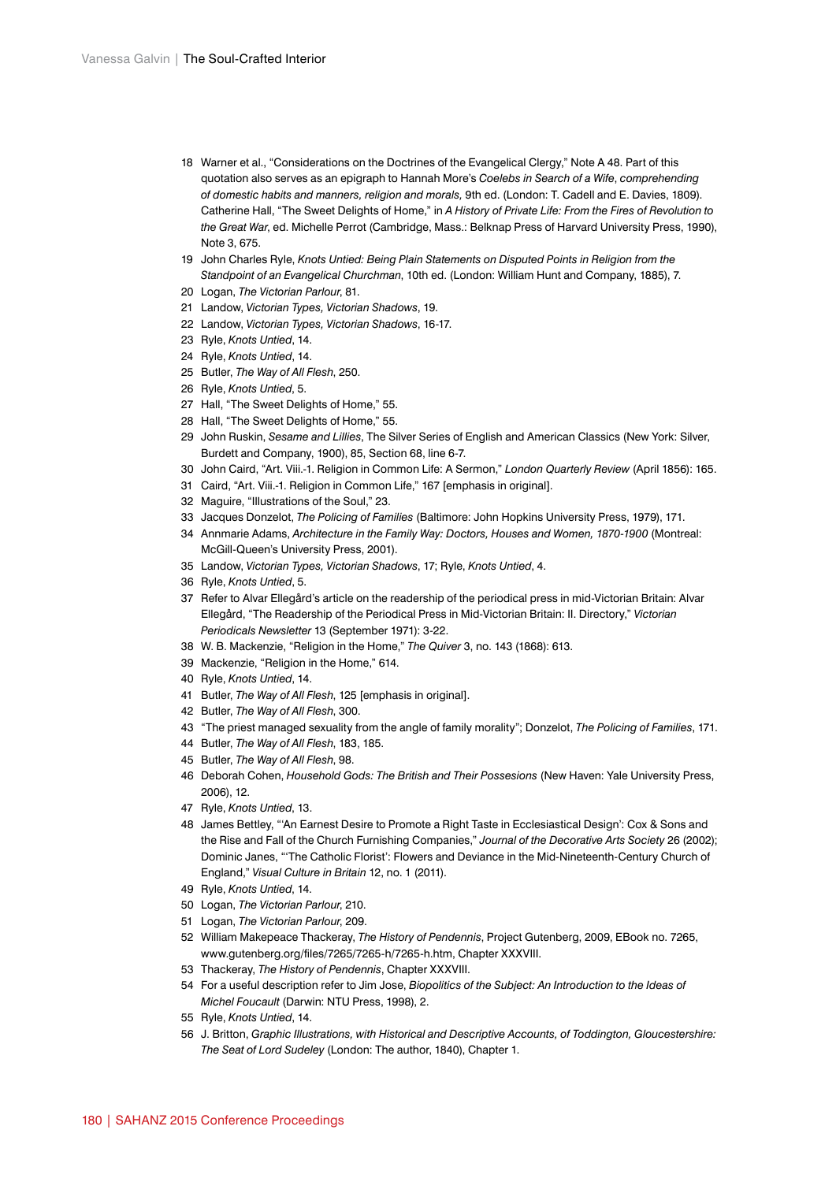18 Warner et al., "Considerations on the Doctrines of the Evangelical Clergy," Note A 48. Part of this quotation also serves as an epigraph to Hannah More's *Coelebs in Search of a Wife*, *comprehending of domestic habits and manners, religion and morals,* 9th ed. (London: T. Cadell and E. Davies, 1809). Catherine Hall, "The Sweet Delights of Home," in *A History of Private Life: From the Fires of Revolution to the Great War*, ed. Michelle Perrot (Cambridge, Mass.: Belknap Press of Harvard University Press, 1990), Note 3, 675.

19 John Charles Ryle, *Knots Untied: Being Plain Statements on Disputed Points in Religion from the Standpoint of an Evangelical Churchman*, 10th ed. (London: William Hunt and Company, 1885), 7.

20 Logan, *The Victorian Parlour*, 81.

21 Landow, *Victorian Types, Victorian Shadows*, 19.

22 Landow, *Victorian Types, Victorian Shadows*, 16-17.

23 Ryle, *Knots Untied*, 14.

24 Ryle, *Knots Untied*, 14.

25 Butler, *The Way of All Flesh*, 250.

26 Ryle, *Knots Untied*, 5.

27 Hall, "The Sweet Delights of Home," 55.

28 Hall, "The Sweet Delights of Home," 55.

29 John Ruskin, *Sesame and Lillies*, The Silver Series of English and American Classics (New York: Silver, Burdett and Company, 1900), 85, Section 68, line 6-7.

30 John Caird, "Art. Viii.-1. Religion in Common Life: A Sermon," *London Quarterly Review* (April 1856): 165.

31 Caird, "Art. Viii.-1. Religion in Common Life," 167 [emphasis in original].

32 Maguire, "Illustrations of the Soul," 23.

33 Jacques Donzelot, *The Policing of Families* (Baltimore: John Hopkins University Press, 1979), 171.

34 Annmarie Adams, *Architecture in the Family Way: Doctors, Houses and Women, 1870-1900* (Montreal: McGill-Queen's University Press, 2001).

35 Landow, *Victorian Types, Victorian Shadows*, 17; Ryle, *Knots Untied*, 4.

36 Ryle, *Knots Untied*, 5.

37 Refer to Alvar Ellegård's article on the readership of the periodical press in mid-Victorian Britain: Alvar Ellegård, "The Readership of the Periodical Press in Mid-Victorian Britain: II. Directory," *Victorian Periodicals Newsletter* 13 (September 1971): 3-22.

38 W. B. Mackenzie, "Religion in the Home," *The Quiver* 3, no. 143 (1868): 613.

39 Mackenzie, "Religion in the Home," 614.

40 Ryle, *Knots Untied*, 14.

41 Butler, *The Way of All Flesh*, 125 [emphasis in original].

42 Butler, *The Way of All Flesh*, 300.

43 "The priest managed sexuality from the angle of family morality"; Donzelot, *The Policing of Families*, 171.

44 Butler, *The Way of All Flesh*, 183, 185.

45 Butler, *The Way of All Flesh*, 98.

46 Deborah Cohen, *Household Gods: The British and Their Possesions* (New Haven: Yale University Press, 2006), 12.

47 Ryle, *Knots Untied*, 13.

48 James Bettley, "'An Earnest Desire to Promote a Right Taste in Ecclesiastical Design': Cox & Sons and the Rise and Fall of the Church Furnishing Companies," *Journal of the Decorative Arts Society* 26 (2002); Dominic Janes, "'The Catholic Florist': Flowers and Deviance in the Mid-Nineteenth-Century Church of England," *Visual Culture in Britain* 12, no. 1 (2011).

49 Ryle, *Knots Untied*, 14.

50 Logan, *The Victorian Parlour*, 210.

51 Logan, *The Victorian Parlour*, 209.

52 William Makepeace Thackeray, *The History of Pendennis*, Project Gutenberg, 2009, EBook no. 7265, www.gutenberg.org/files/7265/7265-h/7265-h.htm, Chapter XXXVIII.

53 Thackeray, *The History of Pendennis*, Chapter XXXVIII.

54 For a useful description refer to Jim Jose, *Biopolitics of the Subject: An Introduction to the Ideas of Michel Foucault* (Darwin: NTU Press, 1998), 2.

55 Ryle, *Knots Untied*, 14.

56 J. Britton, *Graphic Illustrations, with Historical and Descriptive Accounts, of Toddington, Gloucestershire: The Seat of Lord Sudeley* (London: The author, 1840), Chapter 1.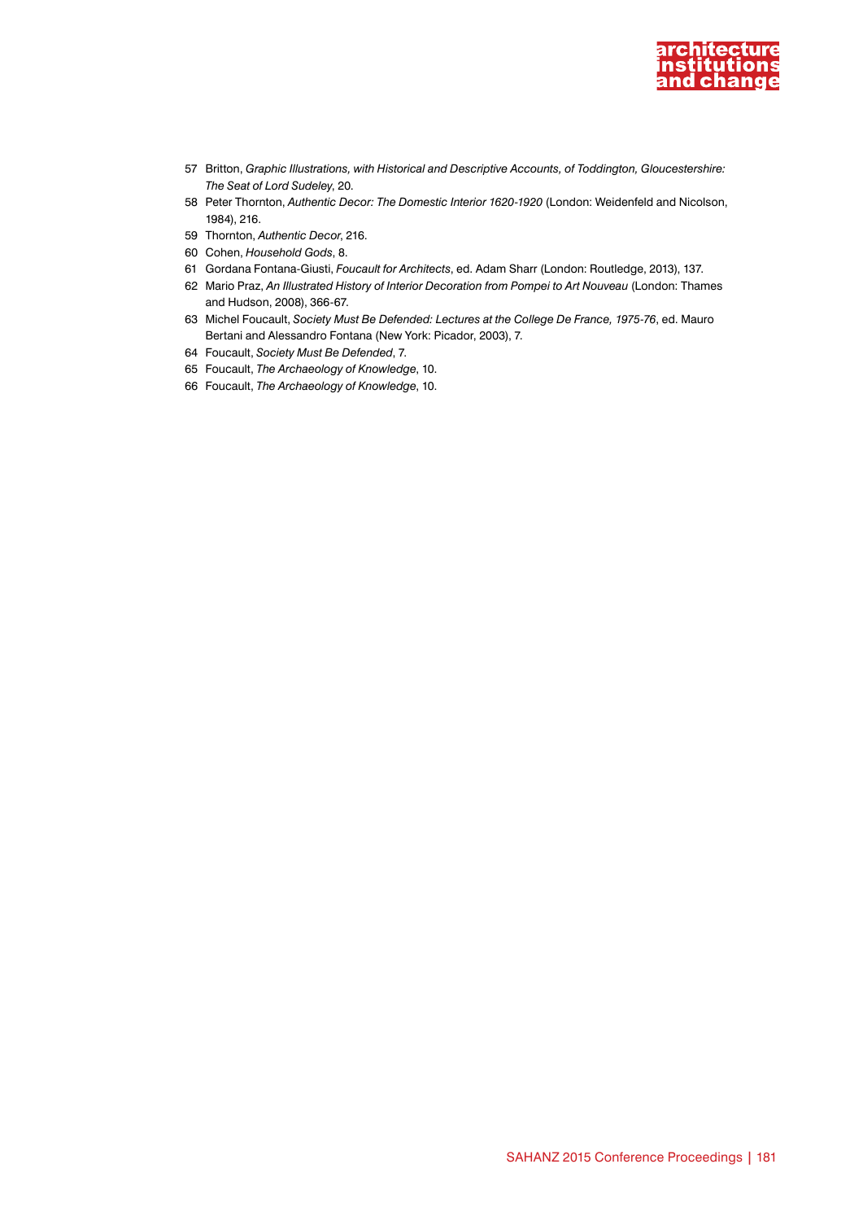57 Britton, *Graphic Illustrations, with Historical and Descriptive Accounts, of Toddington, Gloucestershire: The Seat of Lord Sudeley*, 20.

58 Peter Thornton, *Authentic Decor: The Domestic Interior 1620-1920* (London: Weidenfeld and Nicolson, 1984), 216.

59 Thornton, *Authentic Decor*, 216.

60 Cohen, *Household Gods*, 8.

61 Gordana Fontana-Giusti, *Foucault for Architects*, ed. Adam Sharr (London: Routledge, 2013), 137.

62 Mario Praz, *An Illustrated History of Interior Decoration from Pompei to Art Nouveau* (London: Thames and Hudson, 2008), 366-67.

63 Michel Foucault, *Society Must Be Defended: Lectures at the College De France, 1975-76*, ed. Mauro Bertani and Alessandro Fontana (New York: Picador, 2003), 7.

64 Foucault, *Society Must Be Defended*, 7.

65 Foucault, *The Archaeology of Knowledge*, 10.

66 Foucault, *The Archaeology of Knowledge*, 10.